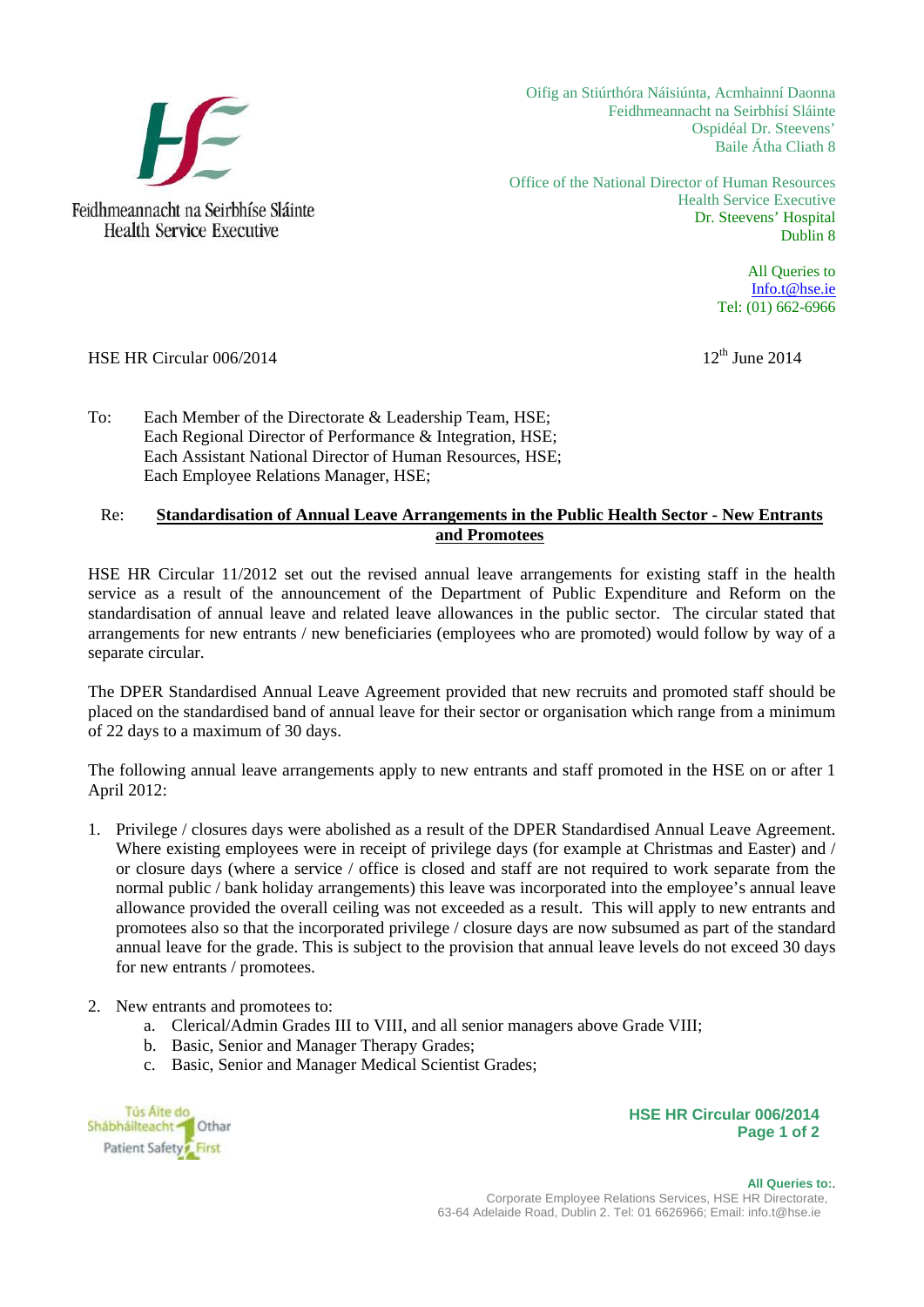Feidhmeannacht na Seirbhíse Sláinte
Health Service Executive

Oifig an Stiúrthóra Náisiúnta, Acmhainní Daonna
Feidhmeannacht na Seirbhísí Sláinte
Ospidéal Dr. Steevens'
Baile Átha Cliath 8

Office of the National Director of Human Resources
Health Service Executive
Dr. Steevens' Hospital
Dublin 8

All Queries to
Info.t@hse.ie
Tel: (01) 662-6966

HSE HR Circular 006/2014

12th June 2014

To: Each Member of the Directorate & Leadership Team, HSE;
Each Regional Director of Performance & Integration, HSE;
Each Assistant National Director of Human Resources, HSE;
Each Employee Relations Manager, HSE;

Re: **Standardisation of Annual Leave Arrangements in the Public Health Sector - New Entrants and Promotees**

HSE HR Circular 11/2012 set out the revised annual leave arrangements for existing staff in the health service as a result of the announcement of the Department of Public Expenditure and Reform on the standardisation of annual leave and related leave allowances in the public sector. The circular stated that arrangements for new entrants / new beneficiaries (employees who are promoted) would follow by way of a separate circular.

The DPER Standardised Annual Leave Agreement provided that new recruits and promoted staff should be placed on the standardised band of annual leave for their sector or organisation which range from a minimum of 22 days to a maximum of 30 days.

The following annual leave arrangements apply to new entrants and staff promoted in the HSE on or after 1 April 2012:

1. Privilege / closures days were abolished as a result of the DPER Standardised Annual Leave Agreement. Where existing employees were in receipt of privilege days (for example at Christmas and Easter) and / or closure days (where a service / office is closed and staff are not required to work separate from the normal public / bank holiday arrangements) this leave was incorporated into the employee's annual leave allowance provided the overall ceiling was not exceeded as a result. This will apply to new entrants and promotees also so that the incorporated privilege / closure days are now subsumed as part of the standard annual leave for the grade. This is subject to the provision that annual leave levels do not exceed 30 days for new entrants / promotees.

2. New entrants and promotees to:
    a. Clerical/Admin Grades III to VIII, and all senior managers above Grade VIII;
    b. Basic, Senior and Manager Therapy Grades;
    c. Basic, Senior and Manager Medical Scientist Grades;

Tús Áite do Shábháilteacht Othar
Patient Safety First

All Queries to:.
Corporate Employee Relations Services, HSE HR Directorate,
63-64 Adelaide Road, Dublin 2. Tel: 01 6626966; Email: info.t@hse.ie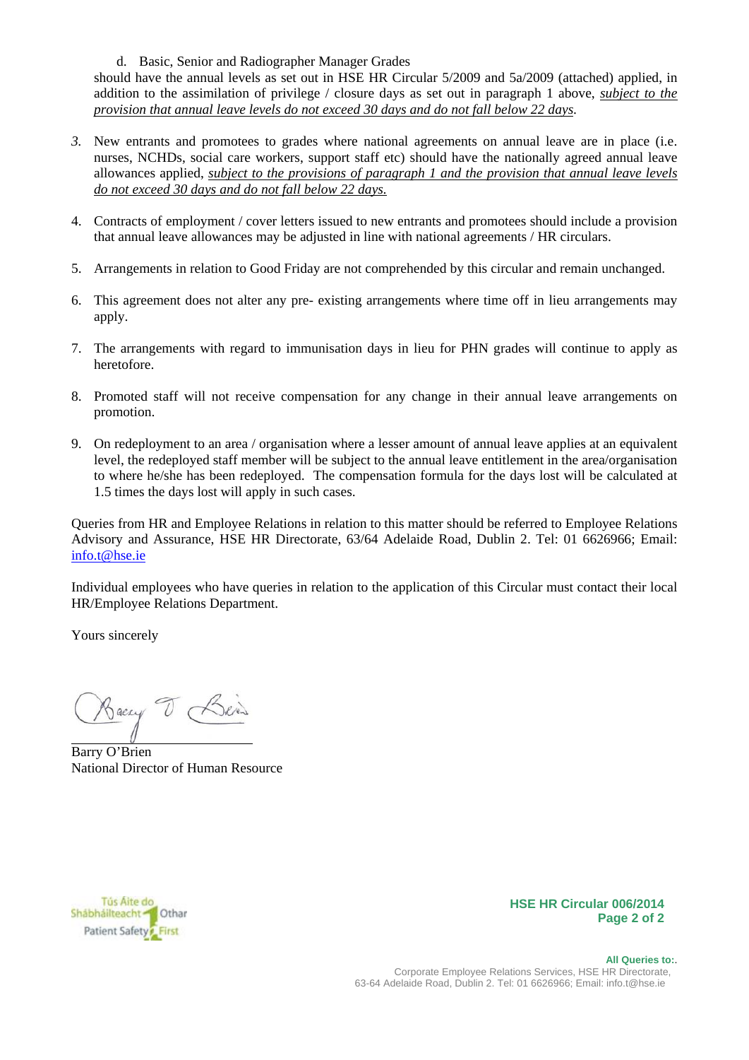d. Basic, Senior and Radiographer Manager Grades
should have the annual levels as set out in HSE HR Circular 5/2009 and 5a/2009 (attached) applied, in addition to the assimilation of privilege / closure days as set out in paragraph 1 above, *subject to the provision that annual leave levels do not exceed 30 days and do not fall below 22 days*.

3. New entrants and promotees to grades where national agreements on annual leave are in place (i.e. nurses, NCHDs, social care workers, support staff etc) should have the nationally agreed annual leave allowances applied, *subject to the provisions of paragraph 1 and the provision that annual leave levels do not exceed 30 days and do not fall below 22 days.*

4. Contracts of employment / cover letters issued to new entrants and promotees should include a provision that annual leave allowances may be adjusted in line with national agreements / HR circulars.

5. Arrangements in relation to Good Friday are not comprehended by this circular and remain unchanged.

6. This agreement does not alter any pre- existing arrangements where time off in lieu arrangements may apply.

7. The arrangements with regard to immunisation days in lieu for PHN grades will continue to apply as heretofore.

8. Promoted staff will not receive compensation for any change in their annual leave arrangements on promotion.

9. On redeployment to an area / organisation where a lesser amount of annual leave applies at an equivalent level, the redeployed staff member will be subject to the annual leave entitlement in the area/organisation to where he/she has been redeployed. The compensation formula for the days lost will be calculated at 1.5 times the days lost will apply in such cases.

Queries from HR and Employee Relations in relation to this matter should be referred to Employee Relations Advisory and Assurance, HSE HR Directorate, 63/64 Adelaide Road, Dublin 2. Tel: 01 6626966; Email: info.t@hse.ie

Individual employees who have queries in relation to the application of this Circular must contact their local HR/Employee Relations Department.

Yours sincerely

Barry O'Brien
National Director of Human Resource

Tús Áite do Shábháilteacht Othar
Patient Safety First

HSE HR Circular 006/2014

**All Queries to:**.
Corporate Employee Relations Services, HSE HR Directorate,
63-64 Adelaide Road, Dublin 2. Tel: 01 6626966; Email: info.t@hse.ie